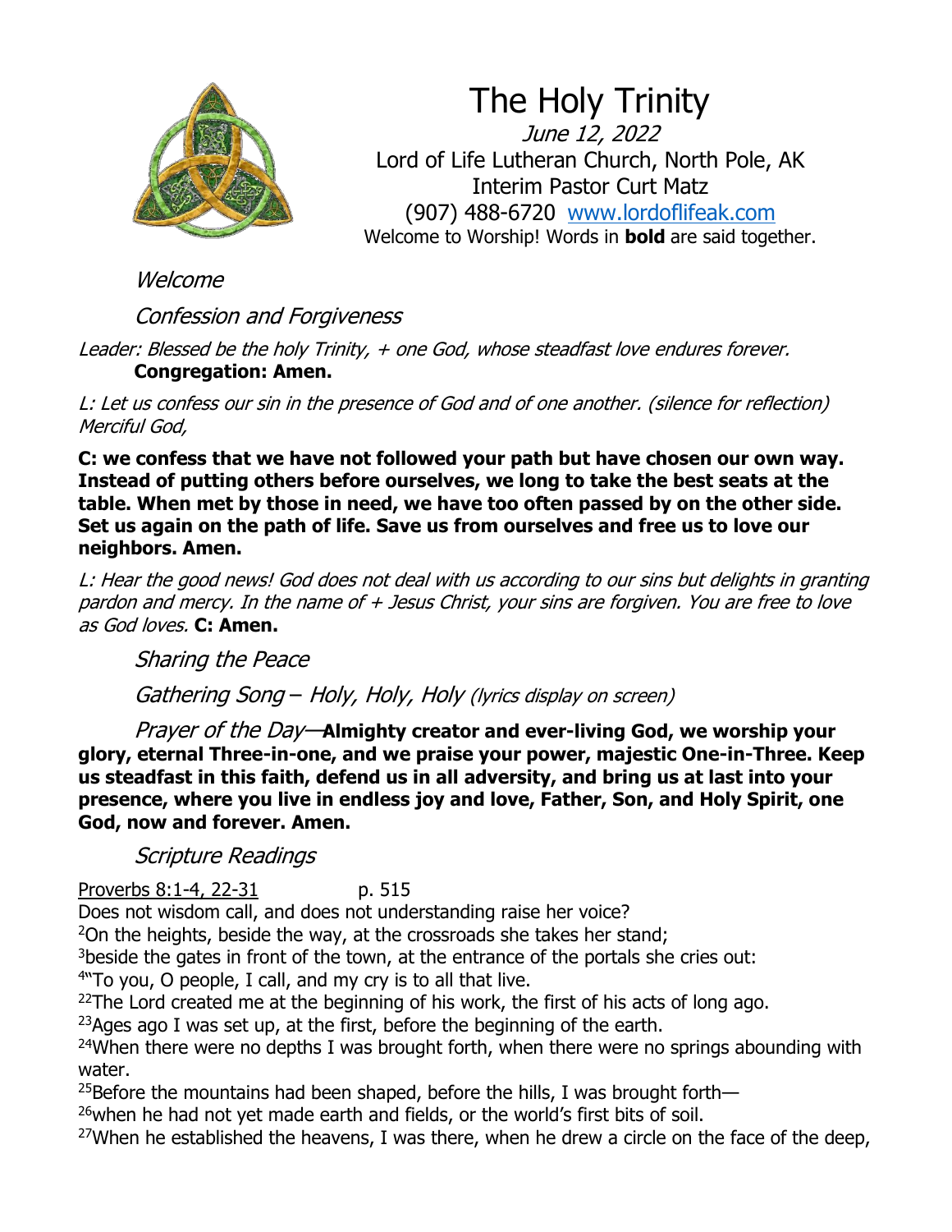# The Holy Trinity

*June 12, 2022*

Lord of Life Lutheran Church, North Pole, AK

Interim Pastor Curt Matz

(907) 488-6720 www.lordoflifeak.com

Welcome to Worship! Words in **bold** are said together.

*Welcome*

*Confession and Forgiveness*

*Leader: Blessed be the holy Trinity, + one God, whose steadfast love endures forever.*
**Congregation: Amen.**

*L: Let us confess our sin in the presence of God and of one another. (silence for reflection) Merciful God,*

**C: we confess that we have not followed your path but have chosen our own way. Instead of putting others before ourselves, we long to take the best seats at the table. When met by those in need, we have too often passed by on the other side. Set us again on the path of life. Save us from ourselves and free us to love our neighbors. Amen.**

*L: Hear the good news! God does not deal with us according to our sins but delights in granting pardon and mercy. In the name of + Jesus Christ, your sins are forgiven. You are free to love as God loves.* **C: Amen.**

*Sharing the Peace*

*Gathering Song – Holy, Holy, Holy (lyrics display on screen)*

*Prayer of the Day*—**Almighty creator and ever-living God, we worship your glory, eternal Three-in-one, and we praise your power, majestic One-in-Three. Keep us steadfast in this faith, defend us in all adversity, and bring us at last into your presence, where you live in endless joy and love, Father, Son, and Holy Spirit, one God, now and forever. Amen.**

*Scripture Readings*

Proverbs 8:1-4, 22-31 p. 515

Does not wisdom call, and does not understanding raise her voice?
[2]On the heights, beside the way, at the crossroads she takes her stand;
[3]beside the gates in front of the town, at the entrance of the portals she cries out:
[4]"To you, O people, I call, and my cry is to all that live.
[22]The Lord created me at the beginning of his work, the first of his acts of long ago.
[23]Ages ago I was set up, at the first, before the beginning of the earth.
[24]When there were no depths I was brought forth, when there were no springs abounding with water.
[25]Before the mountains had been shaped, before the hills, I was brought forth—
[26]when he had not yet made earth and fields, or the world's first bits of soil.
[27]When he established the heavens, I was there, when he drew a circle on the face of the deep,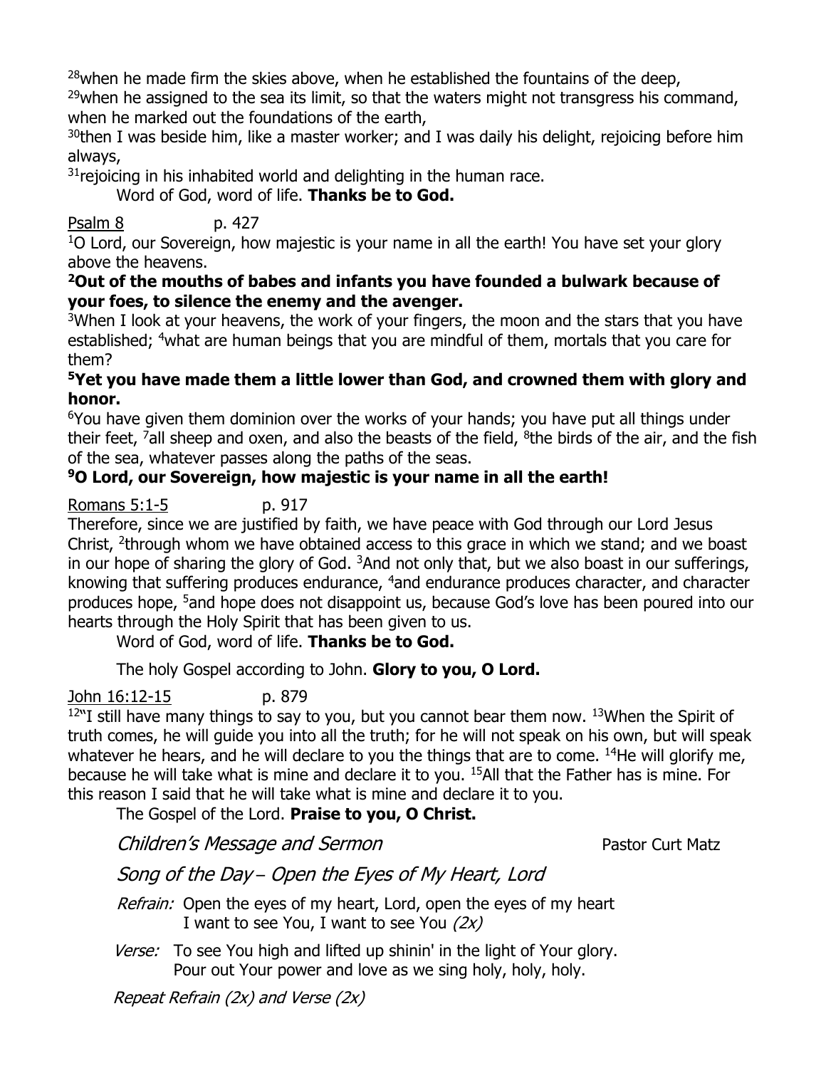[28]when he made firm the skies above, when he established the fountains of the deep,
[29]when he assigned to the sea its limit, so that the waters might not transgress his command, when he marked out the foundations of the earth,
[30]then I was beside him, like a master worker; and I was daily his delight, rejoicing before him always,
[31]rejoicing in his inhabited world and delighting in the human race.

Word of God, word of life. **Thanks be to God.**

Psalm 8 p. 427

[1]O Lord, our Sovereign, how majestic is your name in all the earth! You have set your glory above the heavens.

**[2]Out of the mouths of babes and infants you have founded a bulwark because of your foes, to silence the enemy and the avenger.**

[3]When I look at your heavens, the work of your fingers, the moon and the stars that you have established; [4]what are human beings that you are mindful of them, mortals that you care for them?

**[5]Yet you have made them a little lower than God, and crowned them with glory and honor.**

[6]You have given them dominion over the works of your hands; you have put all things under their feet, [7]all sheep and oxen, and also the beasts of the field, [8]the birds of the air, and the fish of the sea, whatever passes along the paths of the seas.

**[9]O Lord, our Sovereign, how majestic is your name in all the earth!**

Romans 5:1-5 p. 917

Therefore, since we are justified by faith, we have peace with God through our Lord Jesus Christ, [2]through whom we have obtained access to this grace in which we stand; and we boast in our hope of sharing the glory of God. [3]And not only that, but we also boast in our sufferings, knowing that suffering produces endurance, [4]and endurance produces character, and character produces hope, [5]and hope does not disappoint us, because God's love has been poured into our hearts through the Holy Spirit that has been given to us.

Word of God, word of life. **Thanks be to God.**

The holy Gospel according to John. **Glory to you, O Lord.**

John 16:12-15 p. 879

[12]"I still have many things to say to you, but you cannot bear them now. [13]When the Spirit of truth comes, he will guide you into all the truth; for he will not speak on his own, but will speak whatever he hears, and he will declare to you the things that are to come. [14]He will glorify me, because he will take what is mine and declare it to you. [15]All that the Father has is mine. For this reason I said that he will take what is mine and declare it to you.

The Gospel of the Lord. **Praise to you, O Christ.**

## *Children's Message and Sermon* Pastor Curt Matz

## *Song of the Day – Open the Eyes of My Heart, Lord*

*Refrain:* Open the eyes of my heart, Lord, open the eyes of my heart
I want to see You, I want to see You *(2x)*

*Verse:* To see You high and lifted up shinin' in the light of Your glory.
Pour out Your power and love as we sing holy, holy, holy.

*Repeat Refrain (2x) and Verse (2x)*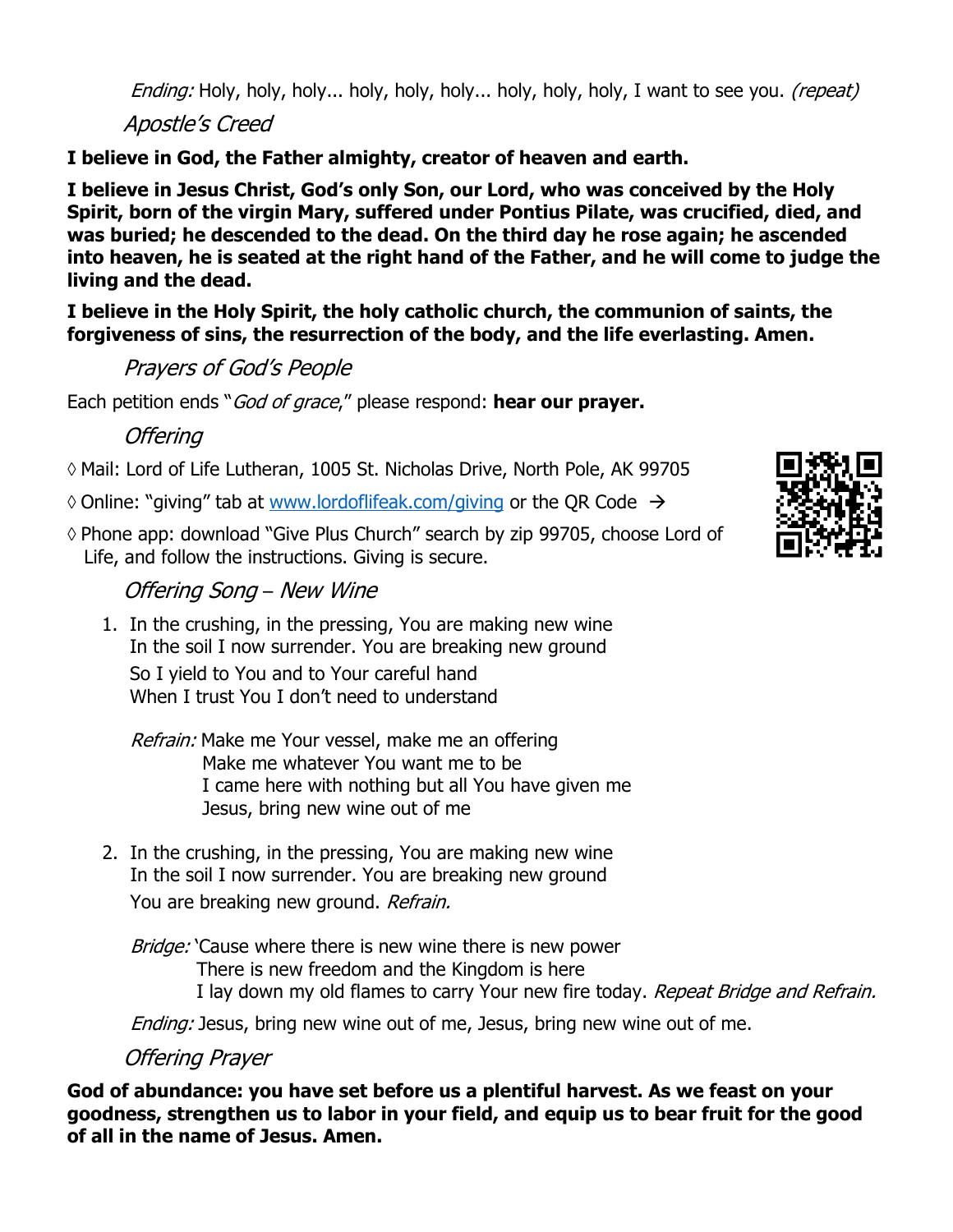*Ending:* Holy, holy, holy... holy, holy, holy... holy, holy, holy, I want to see you. *(repeat)*

## *Apostle's Creed*

**I believe in God, the Father almighty, creator of heaven and earth.**

**I believe in Jesus Christ, God's only Son, our Lord, who was conceived by the Holy Spirit, born of the virgin Mary, suffered under Pontius Pilate, was crucified, died, and was buried; he descended to the dead. On the third day he rose again; he ascended into heaven, he is seated at the right hand of the Father, and he will come to judge the living and the dead.**

**I believe in the Holy Spirit, the holy catholic church, the communion of saints, the forgiveness of sins, the resurrection of the body, and the life everlasting. Amen.**

## *Prayers of God's People*

Each petition ends "*God of grace*," please respond: **hear our prayer.**

## *Offering*

◊ Mail: Lord of Life Lutheran, 1005 St. Nicholas Drive, North Pole, AK 99705

◊ Online: "giving" tab at www.lordoflifeak.com/giving or the QR Code →

◊ Phone app: download "Give Plus Church" search by zip 99705, choose Lord of Life, and follow the instructions. Giving is secure.

## *Offering Song – New Wine*

1. In the crushing, in the pressing, You are making new wine
   In the soil I now surrender. You are breaking new ground
   So I yield to You and to Your careful hand
   When I trust You I don't need to understand

   *Refrain:* Make me Your vessel, make me an offering
   Make me whatever You want me to be
   I came here with nothing but all You have given me
   Jesus, bring new wine out of me

2. In the crushing, in the pressing, You are making new wine
   In the soil I now surrender. You are breaking new ground
   You are breaking new ground. *Refrain.*

   *Bridge:* 'Cause where there is new wine there is new power
   There is new freedom and the Kingdom is here
   I lay down my old flames to carry Your new fire today. *Repeat Bridge and Refrain.*

   *Ending:* Jesus, bring new wine out of me, Jesus, bring new wine out of me.

## *Offering Prayer*

**God of abundance: you have set before us a plentiful harvest. As we feast on your goodness, strengthen us to labor in your field, and equip us to bear fruit for the good of all in the name of Jesus. Amen.**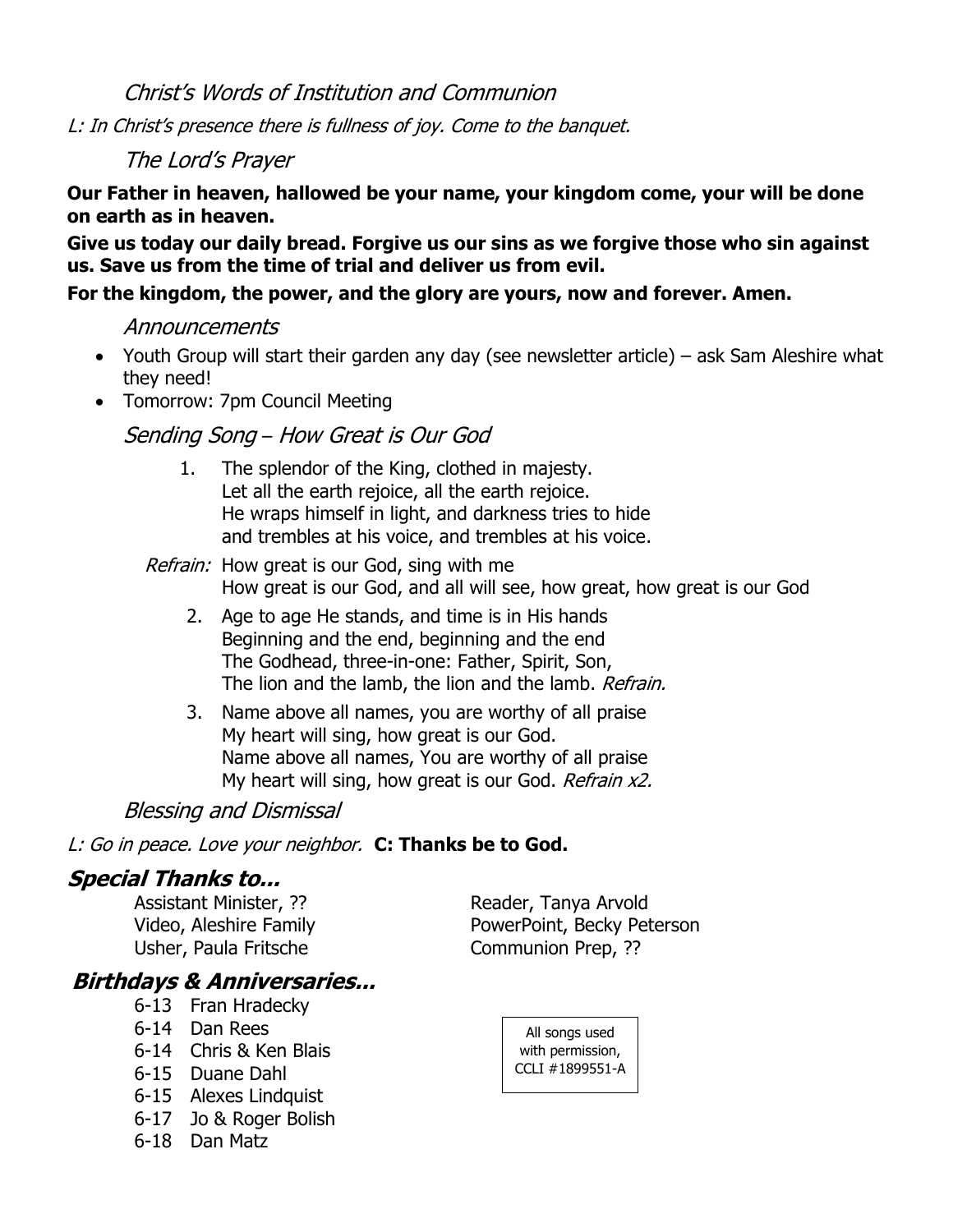### *Christ's Words of Institution and Communion*

*L: In Christ's presence there is fullness of joy. Come to the banquet.*

### *The Lord's Prayer*

**Our Father in heaven, hallowed be your name, your kingdom come, your will be done on earth as in heaven.**

**Give us today our daily bread. Forgive us our sins as we forgive those who sin against us. Save us from the time of trial and deliver us from evil.**

**For the kingdom, the power, and the glory are yours, now and forever. Amen.**

### *Announcements*

- Youth Group will start their garden any day (see newsletter article) – ask Sam Aleshire what they need!
- Tomorrow: 7pm Council Meeting

### *Sending Song – How Great is Our God*

1. The splendor of the King, clothed in majesty.
   Let all the earth rejoice, all the earth rejoice.
   He wraps himself in light, and darkness tries to hide
   and trembles at his voice, and trembles at his voice.

*Refrain:* How great is our God, sing with me
How great is our God, and all will see, how great, how great is our God

2. Age to age He stands, and time is in His hands
   Beginning and the end, beginning and the end
   The Godhead, three-in-one: Father, Spirit, Son,
   The lion and the lamb, the lion and the lamb. *Refrain.*

3. Name above all names, you are worthy of all praise
   My heart will sing, how great is our God.
   Name above all names, You are worthy of all praise
   My heart will sing, how great is our God. *Refrain x2.*

### *Blessing and Dismissal*

*L: Go in peace. Love your neighbor.* **C: Thanks be to God.**

## ***Special Thanks to...***

Assistant Minister, ??
Video, Aleshire Family
Usher, Paula Fritsche
Reader, Tanya Arvold
PowerPoint, Becky Peterson
Communion Prep, ??

## ***Birthdays & Anniversaries...***

6-13 Fran Hradecky
6-14 Dan Rees
6-14 Chris & Ken Blais
6-15 Duane Dahl
6-15 Alexes Lindquist
6-17 Jo & Roger Bolish
6-18 Dan Matz

All songs used with permission, CCLI #1899551-A